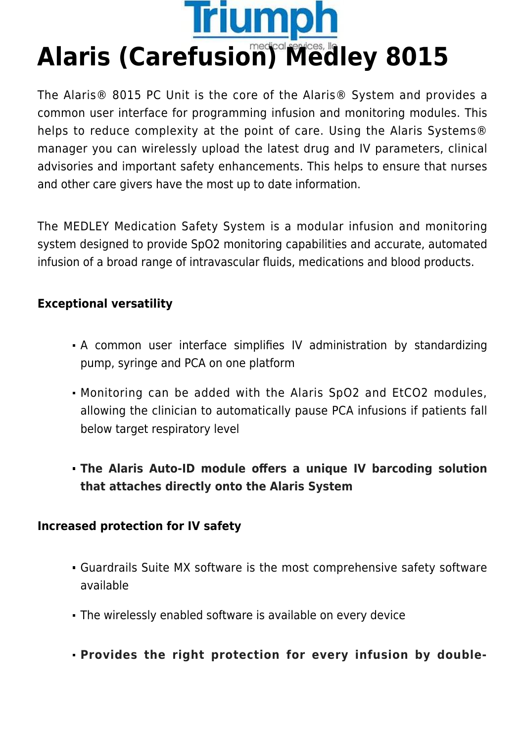# Alaris (Carefusion) Medley 8015

The Alaris® 8015 PC Unit is the core of the Alaris® System and provides a common user interface for programming infusion and monitoring modules. This helps to reduce complexity at the point of care. Using the Alaris Systems® manager you can wirelessly upload the latest drug and IV parameters, clinical advisories and important safety enhancements. This helps to ensure that nurses and other care givers have the most up to date information.

The MEDLEY Medication Safety System is a modular infusion and monitoring system designed to provide SpO2 monitoring capabilities and accurate, automated infusion of a broad range of intravascular fluids, medications and blood products.

**Exceptional versatility**

- A common user interface simplifies IV administration by standardizing pump, syringe and PCA on one platform
- Monitoring can be added with the Alaris SpO2 and EtCO2 modules, allowing the clinician to automatically pause PCA infusions if patients fall below target respiratory level
- **The Alaris Auto-ID module offers a unique IV barcoding solution that attaches directly onto the Alaris System**

**Increased protection for IV safety**

- Guardrails Suite MX software is the most comprehensive safety software available
- The wirelessly enabled software is available on every device
- **Provides the right protection for every infusion by double-**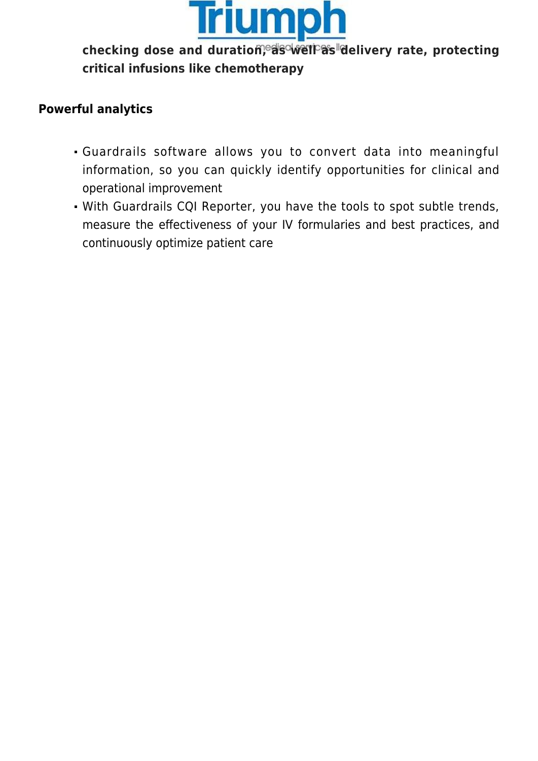**checking dose and duration, as well as delivery rate, protecting critical infusions like chemotherapy**

**Powerful analytics**

- Guardrails software allows you to convert data into meaningful information, so you can quickly identify opportunities for clinical and operational improvement
- With Guardrails CQI Reporter, you have the tools to spot subtle trends, measure the effectiveness of your IV formularies and best practices, and continuously optimize patient care